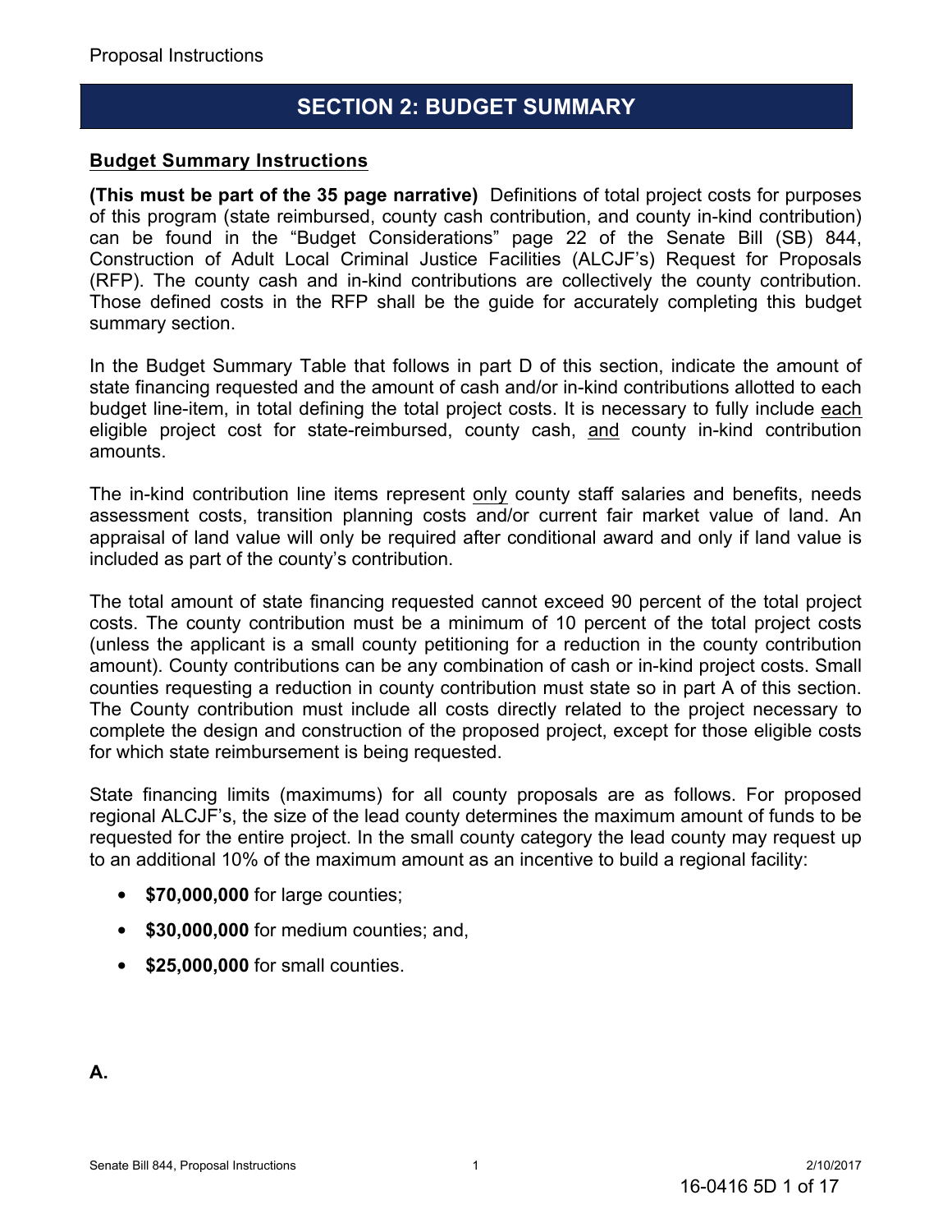## SECTION 2: BUDGET SUMMARY

### Budget Summary Instructions

**(This must be part of the 35 page narrative)** Definitions of total project costs for purposes of this program (state reimbursed, county cash contribution, and county in-kind contribution) can be found in the "Budget Considerations" page 22 of the Senate Bill (SB) 844, Construction of Adult Local Criminal Justice Facilities (ALCJF's) Request for Proposals (RFP). The county cash and in-kind contributions are collectively the county contribution. Those defined costs in the RFP shall be the guide for accurately completing this budget summary section.

In the Budget Summary Table that follows in part D of this section, indicate the amount of state financing requested and the amount of cash and/or in-kind contributions allotted to each budget line-item, in total defining the total project costs. It is necessary to fully include each eligible project cost for state-reimbursed, county cash, and county in-kind contribution amounts.

The in-kind contribution line items represent only county staff salaries and benefits, needs assessment costs, transition planning costs and/or current fair market value of land. An appraisal of land value will only be required after conditional award and only if land value is included as part of the county's contribution.

The total amount of state financing requested cannot exceed 90 percent of the total project costs. The county contribution must be a minimum of 10 percent of the total project costs (unless the applicant is a small county petitioning for a reduction in the county contribution amount). County contributions can be any combination of cash or in-kind project costs. Small counties requesting a reduction in county contribution must state so in part A of this section. The County contribution must include all costs directly related to the project necessary to complete the design and construction of the proposed project, except for those eligible costs for which state reimbursement is being requested.

State financing limits (maximums) for all county proposals are as follows. For proposed regional ALCJF's, the size of the lead county determines the maximum amount of funds to be requested for the entire project. In the small county category the lead county may request up to an additional 10% of the maximum amount as an incentive to build a regional facility:

- **$70,000,000** for large counties;
- **$30,000,000** for medium counties; and,
- **$25,000,000** for small counties.

**A.**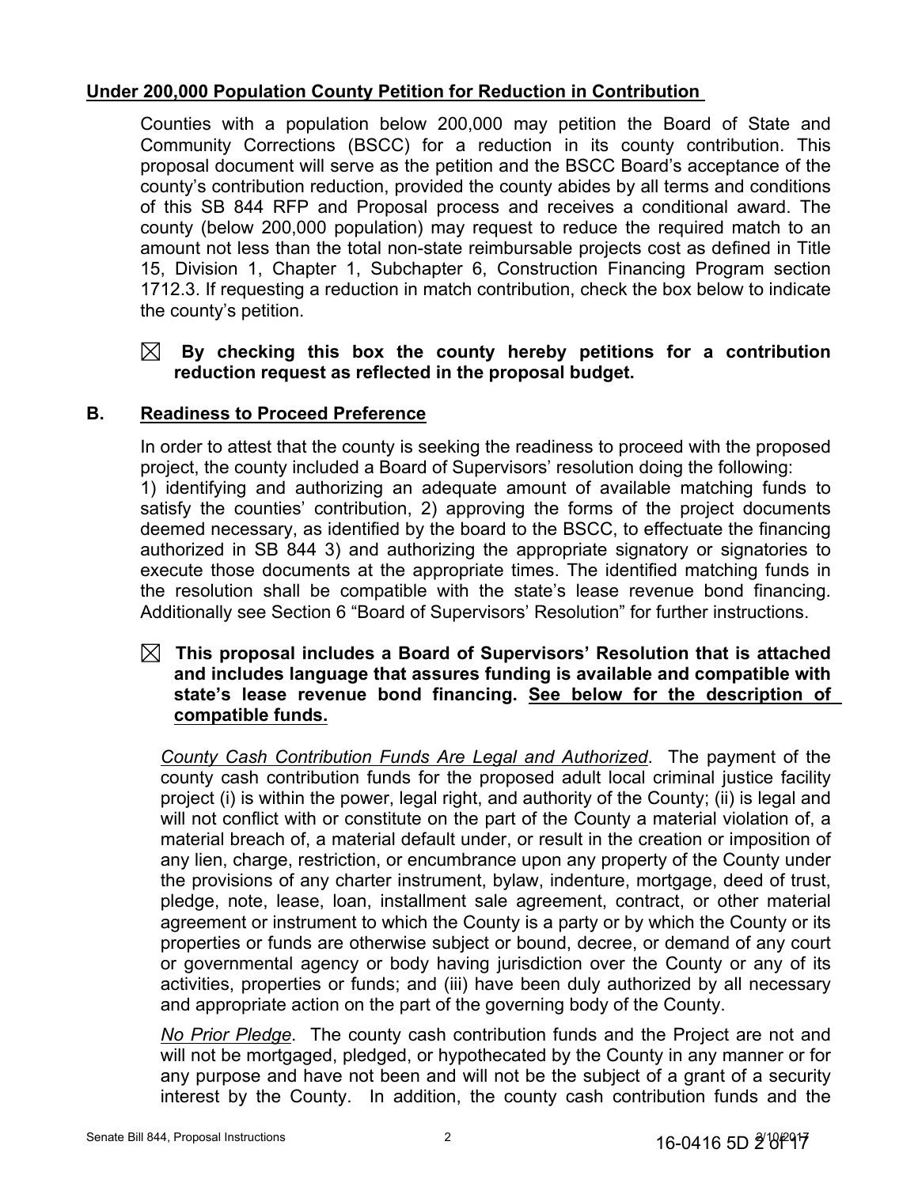**Under 200,000 Population County Petition for Reduction in Contribution**

Counties with a population below 200,000 may petition the Board of State and Community Corrections (BSCC) for a reduction in its county contribution. This proposal document will serve as the petition and the BSCC Board's acceptance of the county's contribution reduction, provided the county abides by all terms and conditions of this SB 844 RFP and Proposal process and receives a conditional award. The county (below 200,000 population) may request to reduce the required match to an amount not less than the total non-state reimbursable projects cost as defined in Title 15, Division 1, Chapter 1, Subchapter 6, Construction Financing Program section 1712.3. If requesting a reduction in match contribution, check the box below to indicate the county's petition.

☒ **By checking this box the county hereby petitions for a contribution reduction request as reflected in the proposal budget.**

## B. Readiness to Proceed Preference

In order to attest that the county is seeking the readiness to proceed with the proposed project, the county included a Board of Supervisors' resolution doing the following: 1) identifying and authorizing an adequate amount of available matching funds to satisfy the counties' contribution, 2) approving the forms of the project documents deemed necessary, as identified by the board to the BSCC, to effectuate the financing authorized in SB 844 3) and authorizing the appropriate signatory or signatories to execute those documents at the appropriate times. The identified matching funds in the resolution shall be compatible with the state's lease revenue bond financing. Additionally see Section 6 "Board of Supervisors' Resolution" for further instructions.

☒ **This proposal includes a Board of Supervisors' Resolution that is attached and includes language that assures funding is available and compatible with state's lease revenue bond financing. See below for the description of compatible funds.**

*County Cash Contribution Funds Are Legal and Authorized*. The payment of the county cash contribution funds for the proposed adult local criminal justice facility project (i) is within the power, legal right, and authority of the County; (ii) is legal and will not conflict with or constitute on the part of the County a material violation of, a material breach of, a material default under, or result in the creation or imposition of any lien, charge, restriction, or encumbrance upon any property of the County under the provisions of any charter instrument, bylaw, indenture, mortgage, deed of trust, pledge, note, lease, loan, installment sale agreement, contract, or other material agreement or instrument to which the County is a party or by which the County or its properties or funds are otherwise subject or bound, decree, or demand of any court or governmental agency or body having jurisdiction over the County or any of its activities, properties or funds; and (iii) have been duly authorized by all necessary and appropriate action on the part of the governing body of the County.

*No Prior Pledge*. The county cash contribution funds and the Project are not and will not be mortgaged, pledged, or hypothecated by the County in any manner or for any purpose and have not been and will not be the subject of a grant of a security interest by the County. In addition, the county cash contribution funds and the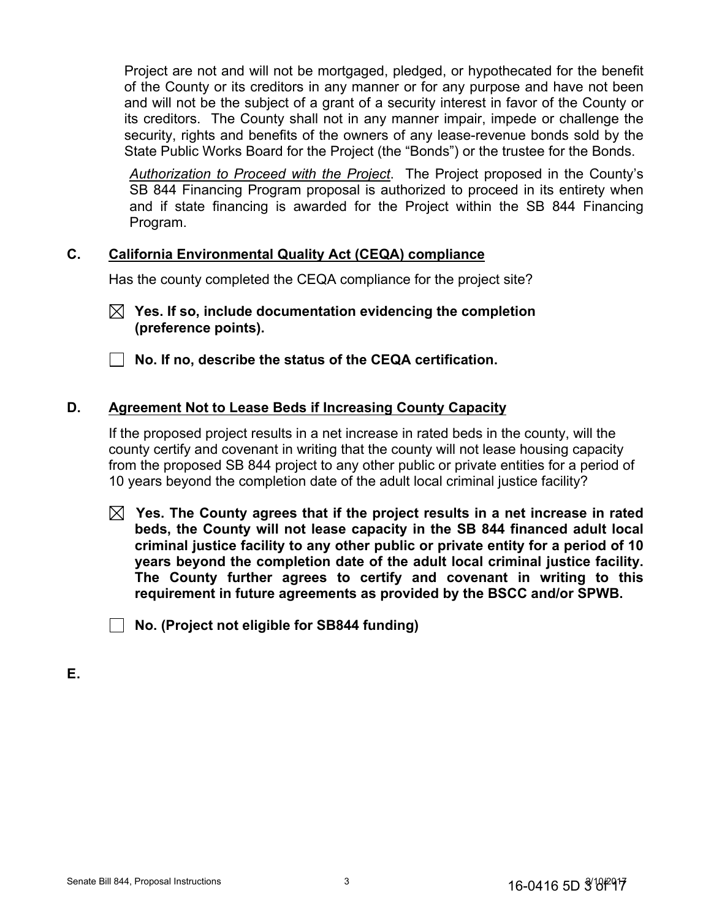Project are not and will not be mortgaged, pledged, or hypothecated for the benefit of the County or its creditors in any manner or for any purpose and have not been and will not be the subject of a grant of a security interest in favor of the County or its creditors. The County shall not in any manner impair, impede or challenge the security, rights and benefits of the owners of any lease-revenue bonds sold by the State Public Works Board for the Project (the "Bonds") or the trustee for the Bonds.

*Authorization to Proceed with the Project*. The Project proposed in the County's SB 844 Financing Program proposal is authorized to proceed in its entirety when and if state financing is awarded for the Project within the SB 844 Financing Program.

## C. California Environmental Quality Act (CEQA) compliance

Has the county completed the CEQA compliance for the project site?

☒ **Yes. If so, include documentation evidencing the completion (preference points).**

☐ **No. If no, describe the status of the CEQA certification.**

## D. Agreement Not to Lease Beds if Increasing County Capacity

If the proposed project results in a net increase in rated beds in the county, will the county certify and covenant in writing that the county will not lease housing capacity from the proposed SB 844 project to any other public or private entities for a period of 10 years beyond the completion date of the adult local criminal justice facility?

☒ **Yes. The County agrees that if the project results in a net increase in rated beds, the County will not lease capacity in the SB 844 financed adult local criminal justice facility to any other public or private entity for a period of 10 years beyond the completion date of the adult local criminal justice facility. The County further agrees to certify and covenant in writing to this requirement in future agreements as provided by the BSCC and/or SPWB.**

☐ **No. (Project not eligible for SB844 funding)**

## E.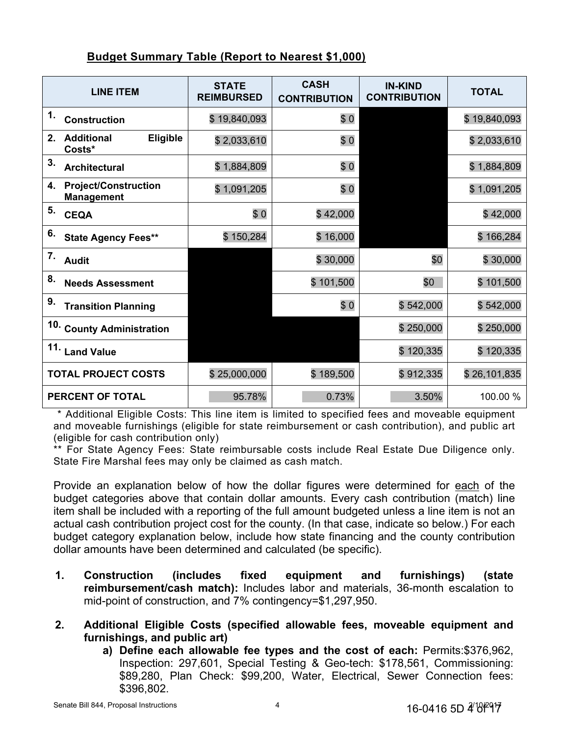## Budget Summary Table (Report to Nearest $1,000)

| LINE ITEM | STATE REIMBURSED | CASH CONTRIBUTION | IN-KIND CONTRIBUTION | TOTAL |
|---|---|---|---|---|
| 1. Construction | $ 19,840,093 | $ 0 | | $ 19,840,093 |
| 2. Additional Eligible Costs* | $ 2,033,610 | $ 0 | | $ 2,033,610 |
| 3. Architectural | $ 1,884,809 | $ 0 | | $ 1,884,809 |
| 4. Project/Construction Management | $ 1,091,205 | $ 0 | | $ 1,091,205 |
| 5. CEQA | $ 0 | $ 42,000 | | $ 42,000 |
| 6. State Agency Fees** | $ 150,284 | $ 16,000 | | $ 166,284 |
| 7. Audit | | $ 30,000 | $0 | $ 30,000 |
| 8. Needs Assessment | | $ 101,500 | $0 | $ 101,500 |
| 9. Transition Planning | | $ 0 | $ 542,000 | $ 542,000 |
| 10. County Administration | | | $ 250,000 | $ 250,000 |
| 11. Land Value | | | $ 120,335 | $ 120,335 |
| TOTAL PROJECT COSTS | $ 25,000,000 | $ 189,500 | $ 912,335 | $ 26,101,835 |
| PERCENT OF TOTAL | 95.78% | 0.73% | 3.50% | 100.00 % |

\* Additional Eligible Costs: This line item is limited to specified fees and moveable equipment and moveable furnishings (eligible for state reimbursement or cash contribution), and public art (eligible for cash contribution only)

\** For State Agency Fees: State reimbursable costs include Real Estate Due Diligence only. State Fire Marshal fees may only be claimed as cash match.

Provide an explanation below of how the dollar figures were determined for each of the budget categories above that contain dollar amounts. Every cash contribution (match) line item shall be included with a reporting of the full amount budgeted unless a line item is not an actual cash contribution project cost for the county. (In that case, indicate so below.) For each budget category explanation below, include how state financing and the county contribution dollar amounts have been determined and calculated (be specific).

1. **Construction (includes fixed equipment and furnishings) (state reimbursement/cash match):** Includes labor and materials, 36-month escalation to mid-point of construction, and 7% contingency=$1,297,950.

2. **Additional Eligible Costs (specified allowable fees, moveable equipment and furnishings, and public art)**
   a) **Define each allowable fee types and the cost of each:** Permits:$376,962, Inspection: 297,601, Special Testing & Geo-tech: $178,561, Commissioning: $89,280, Plan Check: $99,200, Water, Electrical, Sewer Connection fees: $396,802.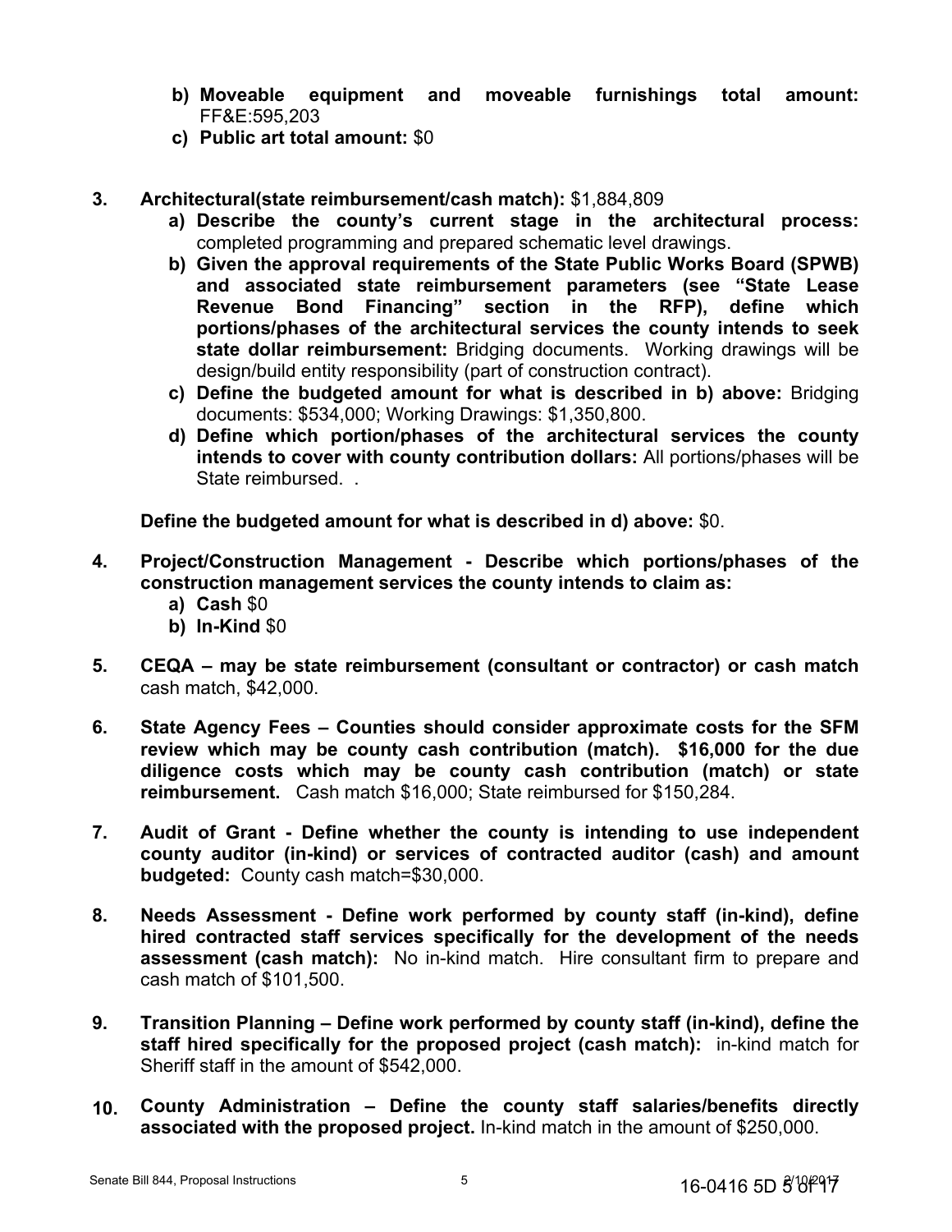b) **Moveable equipment and moveable furnishings total amount:** FF&E:595,203

c) **Public art total amount:** $0

3. **Architectural(state reimbursement/cash match):** $1,884,809

   a) **Describe the county's current stage in the architectural process:** completed programming and prepared schematic level drawings.

   b) **Given the approval requirements of the State Public Works Board (SPWB) and associated state reimbursement parameters (see "State Lease Revenue Bond Financing" section in the RFP), define which portions/phases of the architectural services the county intends to seek state dollar reimbursement:** Bridging documents. Working drawings will be design/build entity responsibility (part of construction contract).

   c) **Define the budgeted amount for what is described in b) above:** Bridging documents: $534,000; Working Drawings: $1,350,800.

   d) **Define which portion/phases of the architectural services the county intends to cover with county contribution dollars:** All portions/phases will be State reimbursed. .

   **Define the budgeted amount for what is described in d) above:** $0.

4. **Project/Construction Management - Describe which portions/phases of the construction management services the county intends to claim as:**

   a) **Cash** $0

   b) **In-Kind** $0

5. **CEQA – may be state reimbursement (consultant or contractor) or cash match** cash match, $42,000.

6. **State Agency Fees – Counties should consider approximate costs for the SFM review which may be county cash contribution (match). $16,000 for the due diligence costs which may be county cash contribution (match) or state reimbursement.** Cash match $16,000; State reimbursed for $150,284.

7. **Audit of Grant - Define whether the county is intending to use independent county auditor (in-kind) or services of contracted auditor (cash) and amount budgeted:** County cash match=$30,000.

8. **Needs Assessment - Define work performed by county staff (in-kind), define hired contracted staff services specifically for the development of the needs assessment (cash match):** No in-kind match. Hire consultant firm to prepare and cash match of $101,500.

9. **Transition Planning – Define work performed by county staff (in-kind), define the staff hired specifically for the proposed project (cash match):** in-kind match for Sheriff staff in the amount of $542,000.

10. **County Administration – Define the county staff salaries/benefits directly associated with the proposed project.** In-kind match in the amount of $250,000.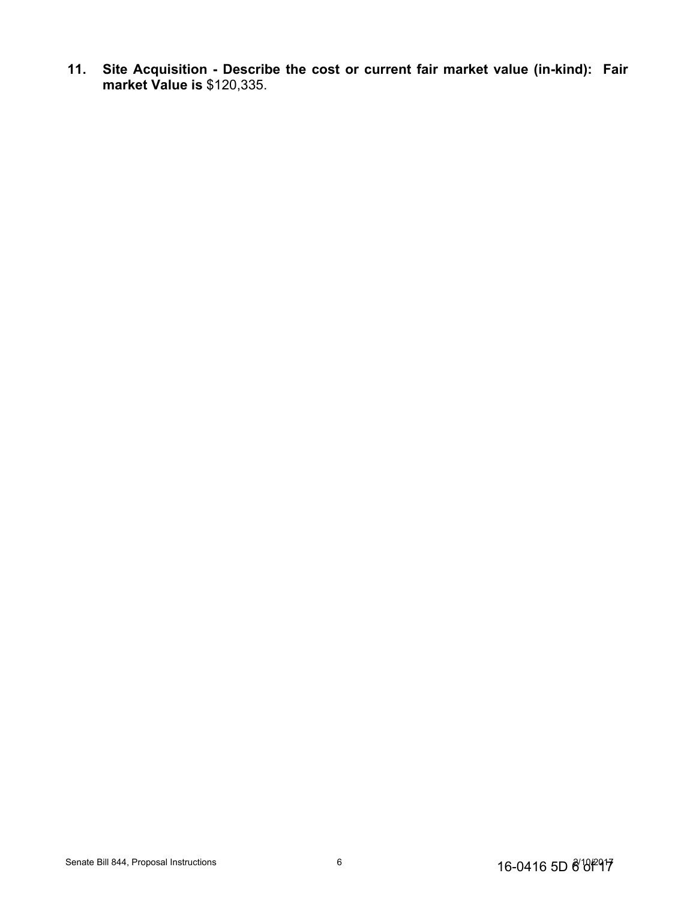**11. Site Acquisition - Describe the cost or current fair market value (in-kind): Fair market Value is** $120,335.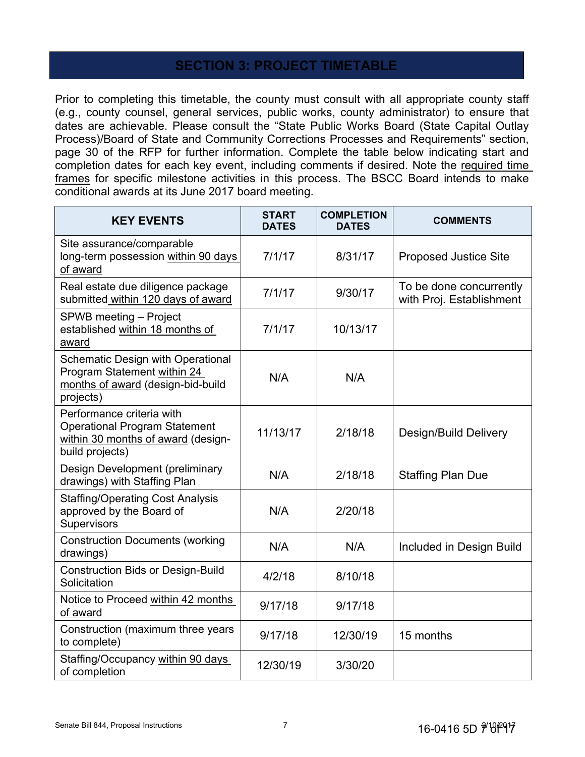## SECTION 3: PROJECT TIMETABLE

Prior to completing this timetable, the county must consult with all appropriate county staff (e.g., county counsel, general services, public works, county administrator) to ensure that dates are achievable. Please consult the "State Public Works Board (State Capital Outlay Process)/Board of State and Community Corrections Processes and Requirements" section, page 30 of the RFP for further information. Complete the table below indicating start and completion dates for each key event, including comments if desired. Note the required time frames for specific milestone activities in this process. The BSCC Board intends to make conditional awards at its June 2017 board meeting.

| KEY EVENTS | START DATES | COMPLETION DATES | COMMENTS |
|---|---|---|---|
| Site assurance/comparable long-term possession within 90 days of award | 7/1/17 | 8/31/17 | Proposed Justice Site |
| Real estate due diligence package submitted within 120 days of award | 7/1/17 | 9/30/17 | To be done concurrently with Proj. Establishment |
| SPWB meeting – Project established within 18 months of award | 7/1/17 | 10/13/17 | |
| Schematic Design with Operational Program Statement within 24 months of award (design-bid-build projects) | N/A | N/A | |
| Performance criteria with Operational Program Statement within 30 months of award (design-build projects) | 11/13/17 | 2/18/18 | Design/Build Delivery |
| Design Development (preliminary drawings) with Staffing Plan | N/A | 2/18/18 | Staffing Plan Due |
| Staffing/Operating Cost Analysis approved by the Board of Supervisors | N/A | 2/20/18 | |
| Construction Documents (working drawings) | N/A | N/A | Included in Design Build |
| Construction Bids or Design-Build Solicitation | 4/2/18 | 8/10/18 | |
| Notice to Proceed within 42 months of award | 9/17/18 | 9/17/18 | |
| Construction (maximum three years to complete) | 9/17/18 | 12/30/19 | 15 months |
| Staffing/Occupancy within 90 days of completion | 12/30/19 | 3/30/20 | |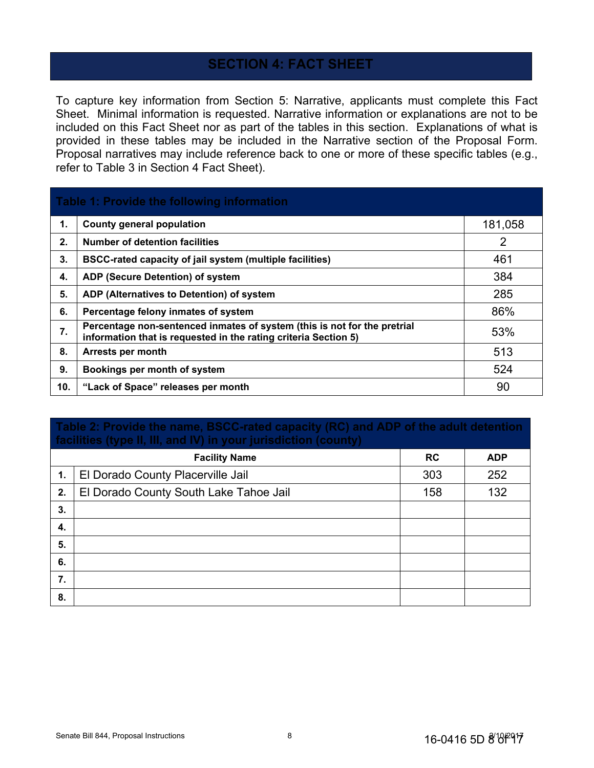# SECTION 4: FACT SHEET

To capture key information from Section 5: Narrative, applicants must complete this Fact Sheet. Minimal information is requested. Narrative information or explanations are not to be included on this Fact Sheet nor as part of the tables in this section. Explanations of what is provided in these tables may be included in the Narrative section of the Proposal Form. Proposal narratives may include reference back to one or more of these specific tables (e.g., refer to Table 3 in Section 4 Fact Sheet).

| Table 1: Provide the following information | | |
|---|---|---|
| **1.** | **County general population** | 181,058 |
| **2.** | **Number of detention facilities** | 2 |
| **3.** | **BSCC-rated capacity of jail system (multiple facilities)** | 461 |
| **4.** | **ADP (Secure Detention) of system** | 384 |
| **5.** | **ADP (Alternatives to Detention) of system** | 285 |
| **6.** | **Percentage felony inmates of system** | 86% |
| **7.** | **Percentage non-sentenced inmates of system (this is not for the pretrial information that is requested in the rating criteria Section 5)** | 53% |
| **8.** | **Arrests per month** | 513 |
| **9.** | **Bookings per month of system** | 524 |
| **10.** | **"Lack of Space" releases per month** | 90 |

| Table 2: Provide the name, BSCC-rated capacity (RC) and ADP of the adult detention facilities (type II, III, and IV) in your jurisdiction (county) | | | |
|---|---|---|---|
| | **Facility Name** | **RC** | **ADP** |
| **1.** | El Dorado County Placerville Jail | 303 | 252 |
| **2.** | El Dorado County South Lake Tahoe Jail | 158 | 132 |
| **3.** | | | |
| **4.** | | | |
| **5.** | | | |
| **6.** | | | |
| **7.** | | | |
| **8.** | | | |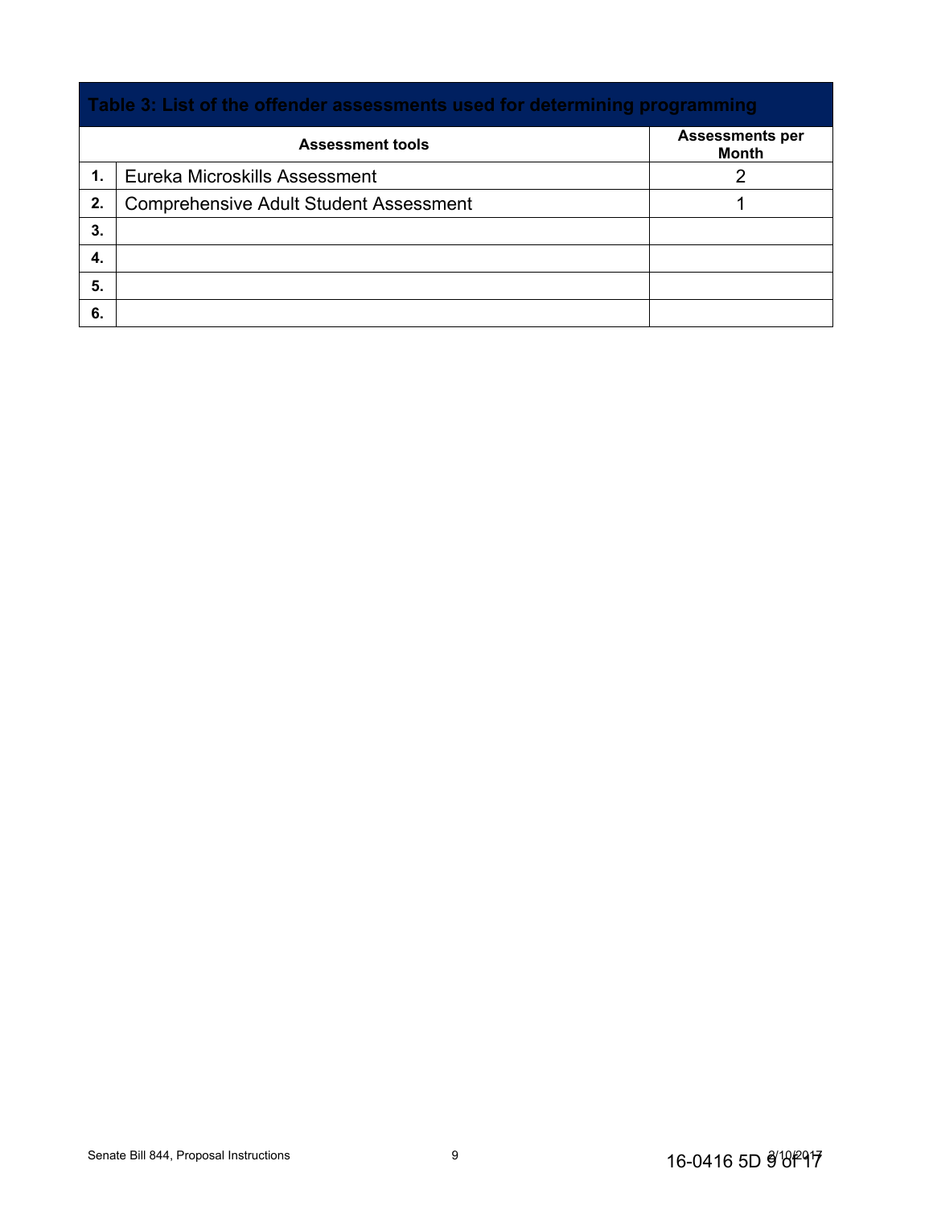| Table 3: List of the offender assessments used for determining programming | | |
|---|---|---|
| | **Assessment tools** | **Assessments per Month** |
| **1.** | Eureka Microskills Assessment | 2 |
| **2.** | Comprehensive Adult Student Assessment | 1 |
| **3.** | | |
| **4.** | | |
| **5.** | | |
| **6.** | | |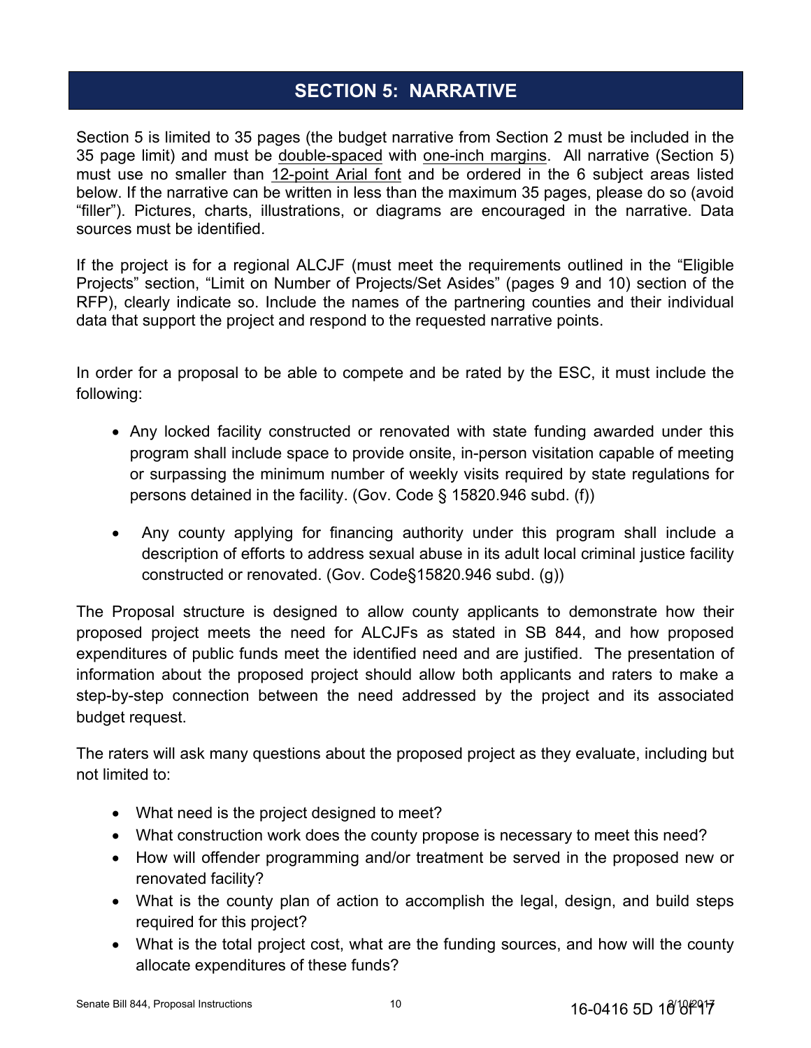# SECTION 5: NARRATIVE

Section 5 is limited to 35 pages (the budget narrative from Section 2 must be included in the 35 page limit) and must be double-spaced with one-inch margins. All narrative (Section 5) must use no smaller than 12-point Arial font and be ordered in the 6 subject areas listed below. If the narrative can be written in less than the maximum 35 pages, please do so (avoid "filler"). Pictures, charts, illustrations, or diagrams are encouraged in the narrative. Data sources must be identified.

If the project is for a regional ALCJF (must meet the requirements outlined in the "Eligible Projects" section, "Limit on Number of Projects/Set Asides" (pages 9 and 10) section of the RFP), clearly indicate so. Include the names of the partnering counties and their individual data that support the project and respond to the requested narrative points.

In order for a proposal to be able to compete and be rated by the ESC, it must include the following:

- Any locked facility constructed or renovated with state funding awarded under this program shall include space to provide onsite, in-person visitation capable of meeting or surpassing the minimum number of weekly visits required by state regulations for persons detained in the facility. (Gov. Code § 15820.946 subd. (f))
- Any county applying for financing authority under this program shall include a description of efforts to address sexual abuse in its adult local criminal justice facility constructed or renovated. (Gov. Code§15820.946 subd. (g))

The Proposal structure is designed to allow county applicants to demonstrate how their proposed project meets the need for ALCJFs as stated in SB 844, and how proposed expenditures of public funds meet the identified need and are justified. The presentation of information about the proposed project should allow both applicants and raters to make a step-by-step connection between the need addressed by the project and its associated budget request.

The raters will ask many questions about the proposed project as they evaluate, including but not limited to:

- What need is the project designed to meet?
- What construction work does the county propose is necessary to meet this need?
- How will offender programming and/or treatment be served in the proposed new or renovated facility?
- What is the county plan of action to accomplish the legal, design, and build steps required for this project?
- What is the total project cost, what are the funding sources, and how will the county allocate expenditures of these funds?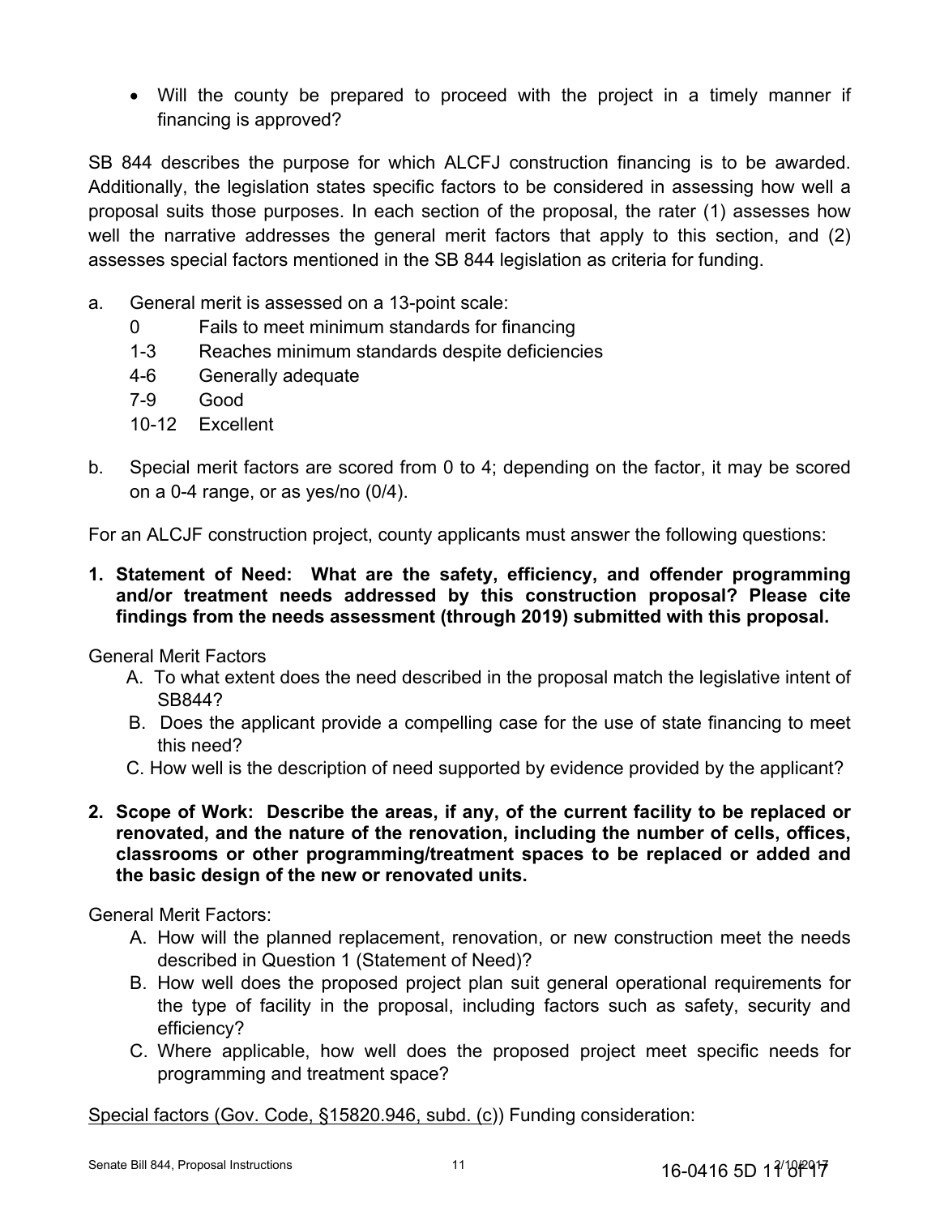- Will the county be prepared to proceed with the project in a timely manner if financing is approved?

SB 844 describes the purpose for which ALCFJ construction financing is to be awarded. Additionally, the legislation states specific factors to be considered in assessing how well a proposal suits those purposes. In each section of the proposal, the rater (1) assesses how well the narrative addresses the general merit factors that apply to this section, and (2) assesses special factors mentioned in the SB 844 legislation as criteria for funding.

a. General merit is assessed on a 13-point scale:
   - 0 Fails to meet minimum standards for financing
   - 1-3 Reaches minimum standards despite deficiencies
   - 4-6 Generally adequate
   - 7-9 Good
   - 10-12 Excellent

b. Special merit factors are scored from 0 to 4; depending on the factor, it may be scored on a 0-4 range, or as yes/no (0/4).

For an ALCJF construction project, county applicants must answer the following questions:

**1. Statement of Need: What are the safety, efficiency, and offender programming and/or treatment needs addressed by this construction proposal? Please cite findings from the needs assessment (through 2019) submitted with this proposal.**

General Merit Factors

A. To what extent does the need described in the proposal match the legislative intent of SB844?

B. Does the applicant provide a compelling case for the use of state financing to meet this need?

C. How well is the description of need supported by evidence provided by the applicant?

**2. Scope of Work: Describe the areas, if any, of the current facility to be replaced or renovated, and the nature of the renovation, including the number of cells, offices, classrooms or other programming/treatment spaces to be replaced or added and the basic design of the new or renovated units.**

General Merit Factors:

A. How will the planned replacement, renovation, or new construction meet the needs described in Question 1 (Statement of Need)?

B. How well does the proposed project plan suit general operational requirements for the type of facility in the proposal, including factors such as safety, security and efficiency?

C. Where applicable, how well does the proposed project meet specific needs for programming and treatment space?

<u>Special factors (Gov. Code, §15820.946, subd. (c)</u>) Funding consideration: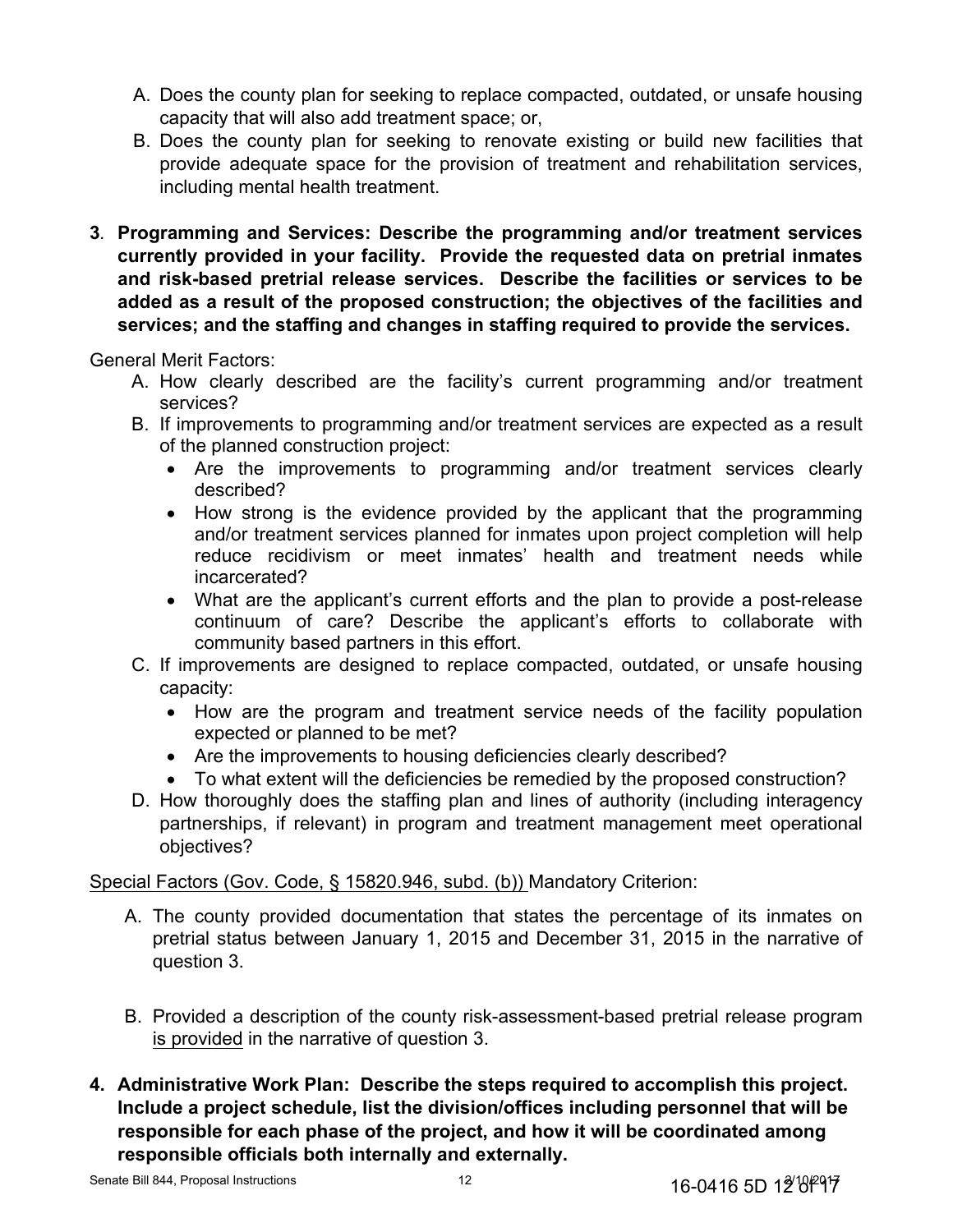A. Does the county plan for seeking to replace compacted, outdated, or unsafe housing capacity that will also add treatment space; or,
B. Does the county plan for seeking to renovate existing or build new facilities that provide adequate space for the provision of treatment and rehabilitation services, including mental health treatment.

**3. Programming and Services: Describe the programming and/or treatment services currently provided in your facility. Provide the requested data on pretrial inmates and risk-based pretrial release services. Describe the facilities or services to be added as a result of the proposed construction; the objectives of the facilities and services; and the staffing and changes in staffing required to provide the services.**

General Merit Factors:

A. How clearly described are the facility's current programming and/or treatment services?
B. If improvements to programming and/or treatment services are expected as a result of the planned construction project:
   - Are the improvements to programming and/or treatment services clearly described?
   - How strong is the evidence provided by the applicant that the programming and/or treatment services planned for inmates upon project completion will help reduce recidivism or meet inmates' health and treatment needs while incarcerated?
   - What are the applicant's current efforts and the plan to provide a post-release continuum of care? Describe the applicant's efforts to collaborate with community based partners in this effort.
C. If improvements are designed to replace compacted, outdated, or unsafe housing capacity:
   - How are the program and treatment service needs of the facility population expected or planned to be met?
   - Are the improvements to housing deficiencies clearly described?
   - To what extent will the deficiencies be remedied by the proposed construction?
D. How thoroughly does the staffing plan and lines of authority (including interagency partnerships, if relevant) in program and treatment management meet operational objectives?

<u>Special Factors (Gov. Code, § 15820.946, subd. (b))</u> Mandatory Criterion:

A. The county provided documentation that states the percentage of its inmates on pretrial status between January 1, 2015 and December 31, 2015 in the narrative of question 3.

B. Provided a description of the county risk-assessment-based pretrial release program <u>is provided</u> in the narrative of question 3.

**4. Administrative Work Plan: Describe the steps required to accomplish this project. Include a project schedule, list the division/offices including personnel that will be responsible for each phase of the project, and how it will be coordinated among responsible officials both internally and externally.**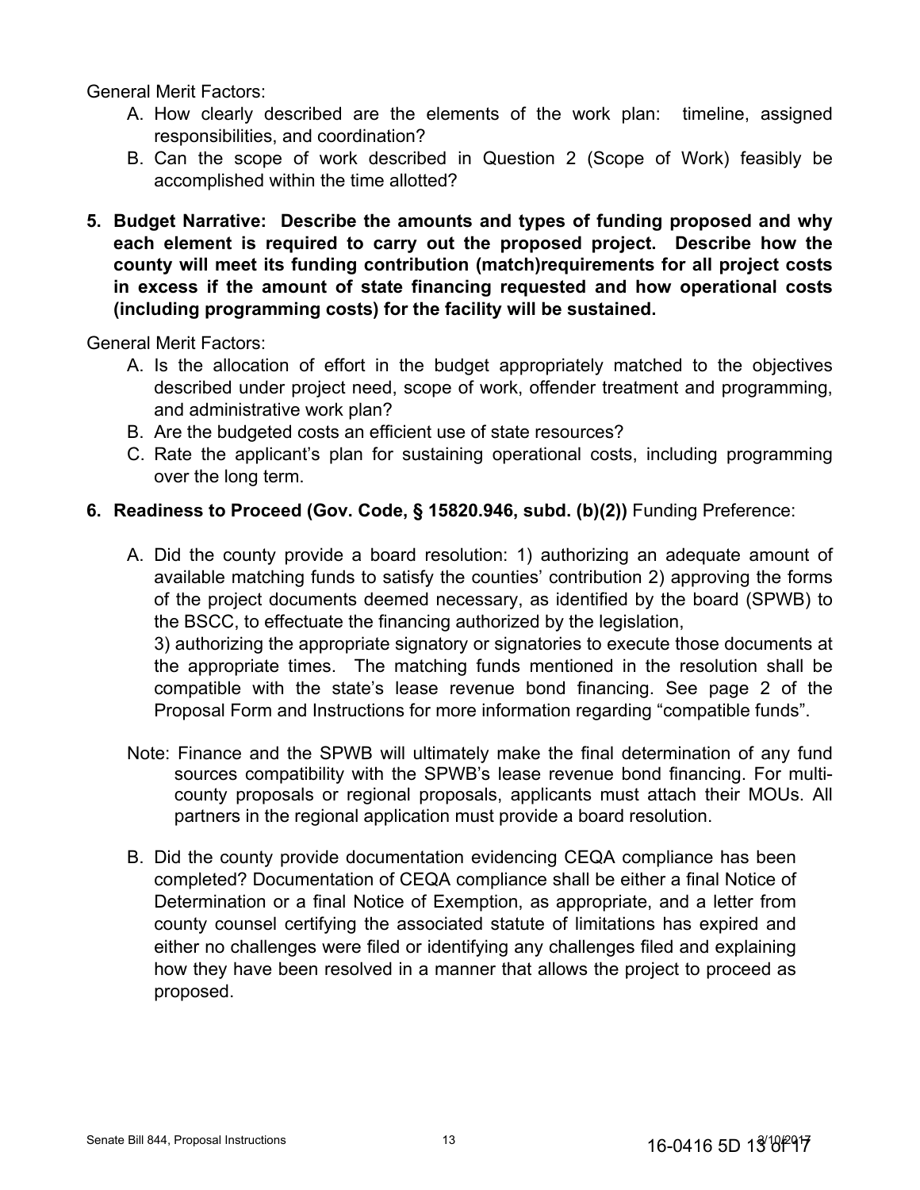General Merit Factors:

A. How clearly described are the elements of the work plan: timeline, assigned responsibilities, and coordination?
B. Can the scope of work described in Question 2 (Scope of Work) feasibly be accomplished within the time allotted?

**5. Budget Narrative: Describe the amounts and types of funding proposed and why each element is required to carry out the proposed project. Describe how the county will meet its funding contribution (match)requirements for all project costs in excess if the amount of state financing requested and how operational costs (including programming costs) for the facility will be sustained.**

General Merit Factors:

A. Is the allocation of effort in the budget appropriately matched to the objectives described under project need, scope of work, offender treatment and programming, and administrative work plan?
B. Are the budgeted costs an efficient use of state resources?
C. Rate the applicant's plan for sustaining operational costs, including programming over the long term.

**6. Readiness to Proceed (Gov. Code, § 15820.946, subd. (b)(2))** Funding Preference:

A. Did the county provide a board resolution: 1) authorizing an adequate amount of available matching funds to satisfy the counties' contribution 2) approving the forms of the project documents deemed necessary, as identified by the board (SPWB) to the BSCC, to effectuate the financing authorized by the legislation,
3) authorizing the appropriate signatory or signatories to execute those documents at the appropriate times. The matching funds mentioned in the resolution shall be compatible with the state's lease revenue bond financing. See page 2 of the Proposal Form and Instructions for more information regarding "compatible funds".

Note: Finance and the SPWB will ultimately make the final determination of any fund sources compatibility with the SPWB's lease revenue bond financing. For multi-county proposals or regional proposals, applicants must attach their MOUs. All partners in the regional application must provide a board resolution.

B. Did the county provide documentation evidencing CEQA compliance has been completed? Documentation of CEQA compliance shall be either a final Notice of Determination or a final Notice of Exemption, as appropriate, and a letter from county counsel certifying the associated statute of limitations has expired and either no challenges were filed or identifying any challenges filed and explaining how they have been resolved in a manner that allows the project to proceed as proposed.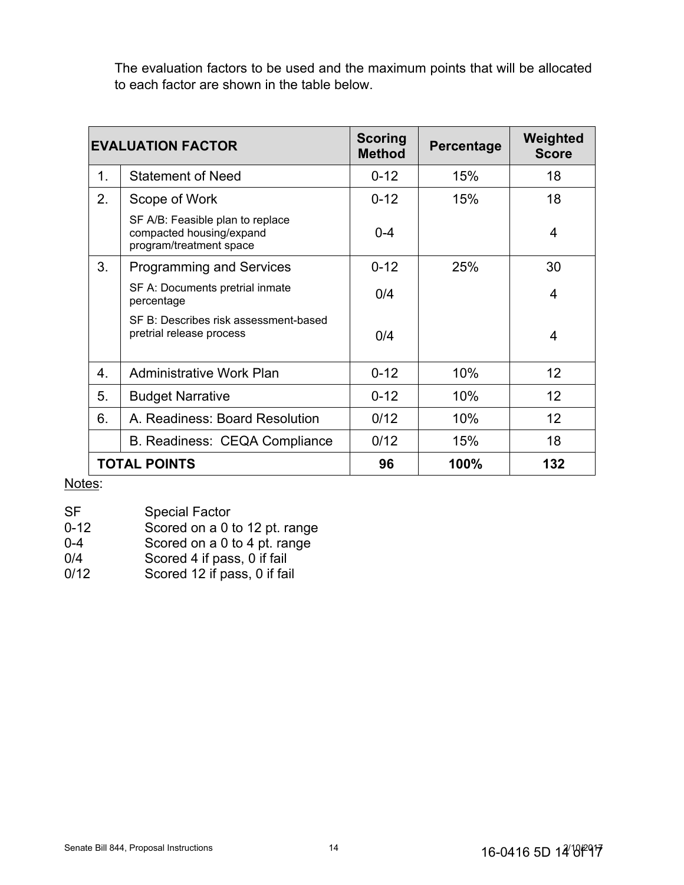The evaluation factors to be used and the maximum points that will be allocated to each factor are shown in the table below.

| EVALUATION FACTOR | | Scoring Method | Percentage | Weighted Score |
|---|---|---|---|---|
| 1. | Statement of Need | 0-12 | 15% | 18 |
| 2. | Scope of Work | 0-12 | 15% | 18 |
| | SF A/B: Feasible plan to replace compacted housing/expand program/treatment space | 0-4 | | 4 |
| 3. | Programming and Services | 0-12 | 25% | 30 |
| | SF A: Documents pretrial inmate percentage | 0/4 | | 4 |
| | SF B: Describes risk assessment-based pretrial release process | 0/4 | | 4 |
| 4. | Administrative Work Plan | 0-12 | 10% | 12 |
| 5. | Budget Narrative | 0-12 | 10% | 12 |
| 6. | A. Readiness: Board Resolution | 0/12 | 10% | 12 |
| | B. Readiness: CEQA Compliance | 0/12 | 15% | 18 |
| **TOTAL POINTS** | | **96** | **100%** | **132** |

Notes:

SF Special Factor
0-12 Scored on a 0 to 12 pt. range
0-4 Scored on a 0 to 4 pt. range
0/4 Scored 4 if pass, 0 if fail
0/12 Scored 12 if pass, 0 if fail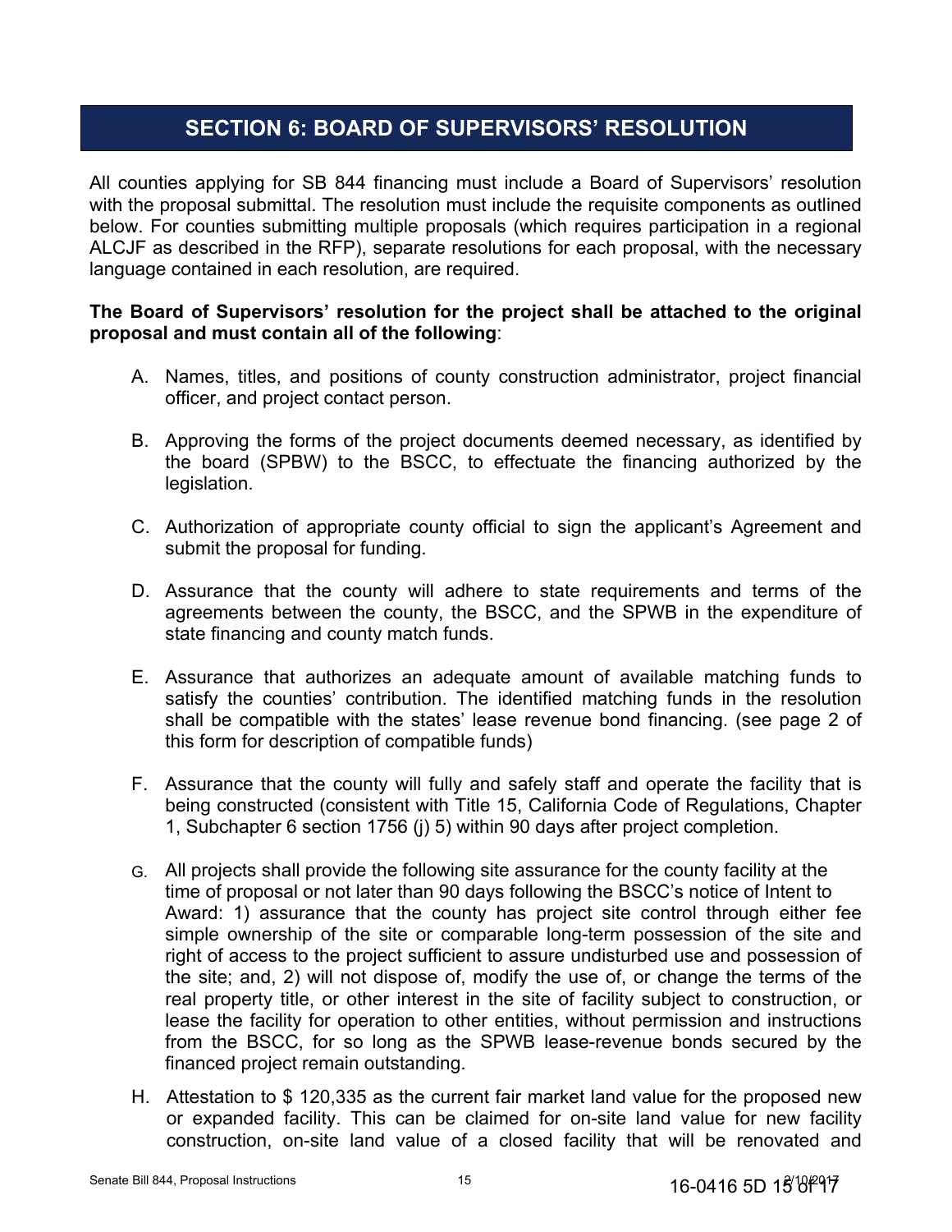# SECTION 6: BOARD OF SUPERVISORS' RESOLUTION

All counties applying for SB 844 financing must include a Board of Supervisors' resolution with the proposal submittal. The resolution must include the requisite components as outlined below. For counties submitting multiple proposals (which requires participation in a regional ALCJF as described in the RFP), separate resolutions for each proposal, with the necessary language contained in each resolution, are required.

**The Board of Supervisors' resolution for the project shall be attached to the original proposal and must contain all of the following**:

A. Names, titles, and positions of county construction administrator, project financial officer, and project contact person.

B. Approving the forms of the project documents deemed necessary, as identified by the board (SPBW) to the BSCC, to effectuate the financing authorized by the legislation.

C. Authorization of appropriate county official to sign the applicant's Agreement and submit the proposal for funding.

D. Assurance that the county will adhere to state requirements and terms of the agreements between the county, the BSCC, and the SPWB in the expenditure of state financing and county match funds.

E. Assurance that authorizes an adequate amount of available matching funds to satisfy the counties' contribution. The identified matching funds in the resolution shall be compatible with the states' lease revenue bond financing. (see page 2 of this form for description of compatible funds)

F. Assurance that the county will fully and safely staff and operate the facility that is being constructed (consistent with Title 15, California Code of Regulations, Chapter 1, Subchapter 6 section 1756 (j) 5) within 90 days after project completion.

G. All projects shall provide the following site assurance for the county facility at the time of proposal or not later than 90 days following the BSCC's notice of Intent to Award: 1) assurance that the county has project site control through either fee simple ownership of the site or comparable long-term possession of the site and right of access to the project sufficient to assure undisturbed use and possession of the site; and, 2) will not dispose of, modify the use of, or change the terms of the real property title, or other interest in the site of facility subject to construction, or lease the facility for operation to other entities, without permission and instructions from the BSCC, for so long as the SPWB lease-revenue bonds secured by the financed project remain outstanding.

H. Attestation to $ 120,335 as the current fair market land value for the proposed new or expanded facility. This can be claimed for on-site land value for new facility construction, on-site land value of a closed facility that will be renovated and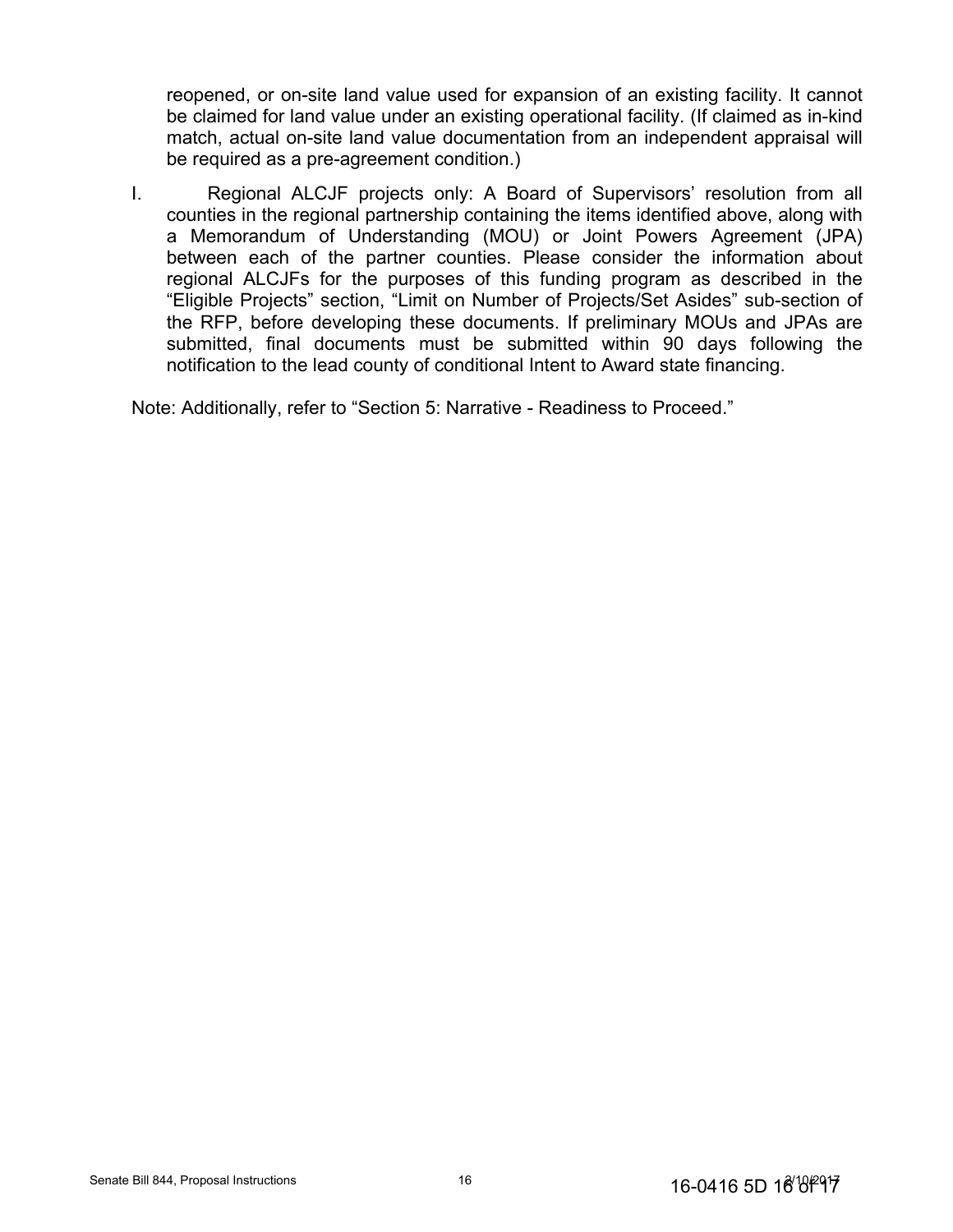reopened, or on-site land value used for expansion of an existing facility. It cannot be claimed for land value under an existing operational facility. (If claimed as in-kind match, actual on-site land value documentation from an independent appraisal will be required as a pre-agreement condition.)

I. Regional ALCJF projects only: A Board of Supervisors' resolution from all counties in the regional partnership containing the items identified above, along with a Memorandum of Understanding (MOU) or Joint Powers Agreement (JPA) between each of the partner counties. Please consider the information about regional ALCJFs for the purposes of this funding program as described in the "Eligible Projects" section, "Limit on Number of Projects/Set Asides" sub-section of the RFP, before developing these documents. If preliminary MOUs and JPAs are submitted, final documents must be submitted within 90 days following the notification to the lead county of conditional Intent to Award state financing.

Note: Additionally, refer to "Section 5: Narrative - Readiness to Proceed."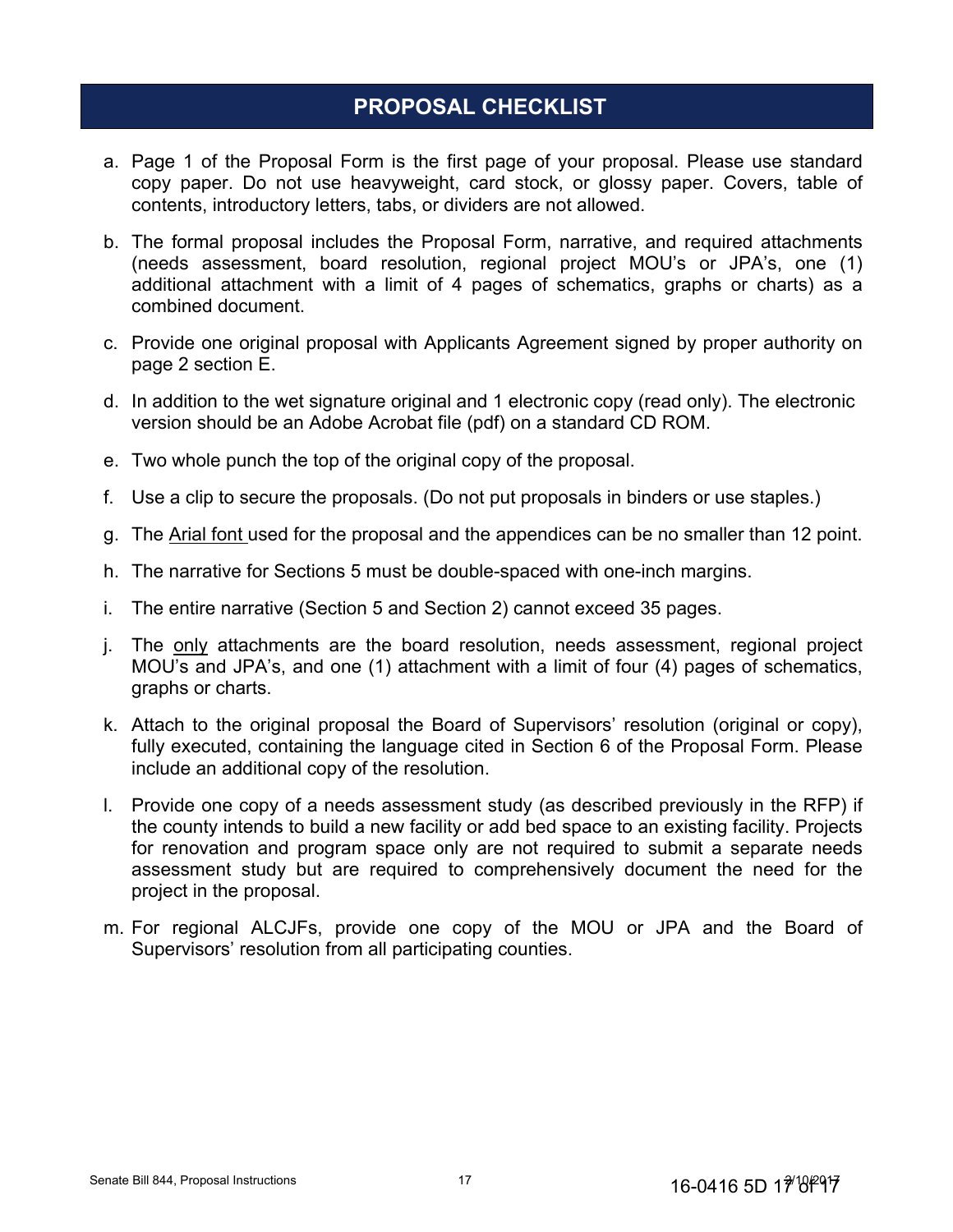## PROPOSAL CHECKLIST

a. Page 1 of the Proposal Form is the first page of your proposal. Please use standard copy paper. Do not use heavyweight, card stock, or glossy paper. Covers, table of contents, introductory letters, tabs, or dividers are not allowed.

b. The formal proposal includes the Proposal Form, narrative, and required attachments (needs assessment, board resolution, regional project MOU's or JPA's, one (1) additional attachment with a limit of 4 pages of schematics, graphs or charts) as a combined document.

c. Provide one original proposal with Applicants Agreement signed by proper authority on page 2 section E.

d. In addition to the wet signature original and 1 electronic copy (read only). The electronic version should be an Adobe Acrobat file (pdf) on a standard CD ROM.

e. Two whole punch the top of the original copy of the proposal.

f. Use a clip to secure the proposals. (Do not put proposals in binders or use staples.)

g. The <u>Arial font</u> used for the proposal and the appendices can be no smaller than 12 point.

h. The narrative for Sections 5 must be double-spaced with one-inch margins.

i. The entire narrative (Section 5 and Section 2) cannot exceed 35 pages.

j. The <u>only</u> attachments are the board resolution, needs assessment, regional project MOU's and JPA's, and one (1) attachment with a limit of four (4) pages of schematics, graphs or charts.

k. Attach to the original proposal the Board of Supervisors' resolution (original or copy), fully executed, containing the language cited in Section 6 of the Proposal Form. Please include an additional copy of the resolution.

l. Provide one copy of a needs assessment study (as described previously in the RFP) if the county intends to build a new facility or add bed space to an existing facility. Projects for renovation and program space only are not required to submit a separate needs assessment study but are required to comprehensively document the need for the project in the proposal.

m. For regional ALCJFs, provide one copy of the MOU or JPA and the Board of Supervisors' resolution from all participating counties.